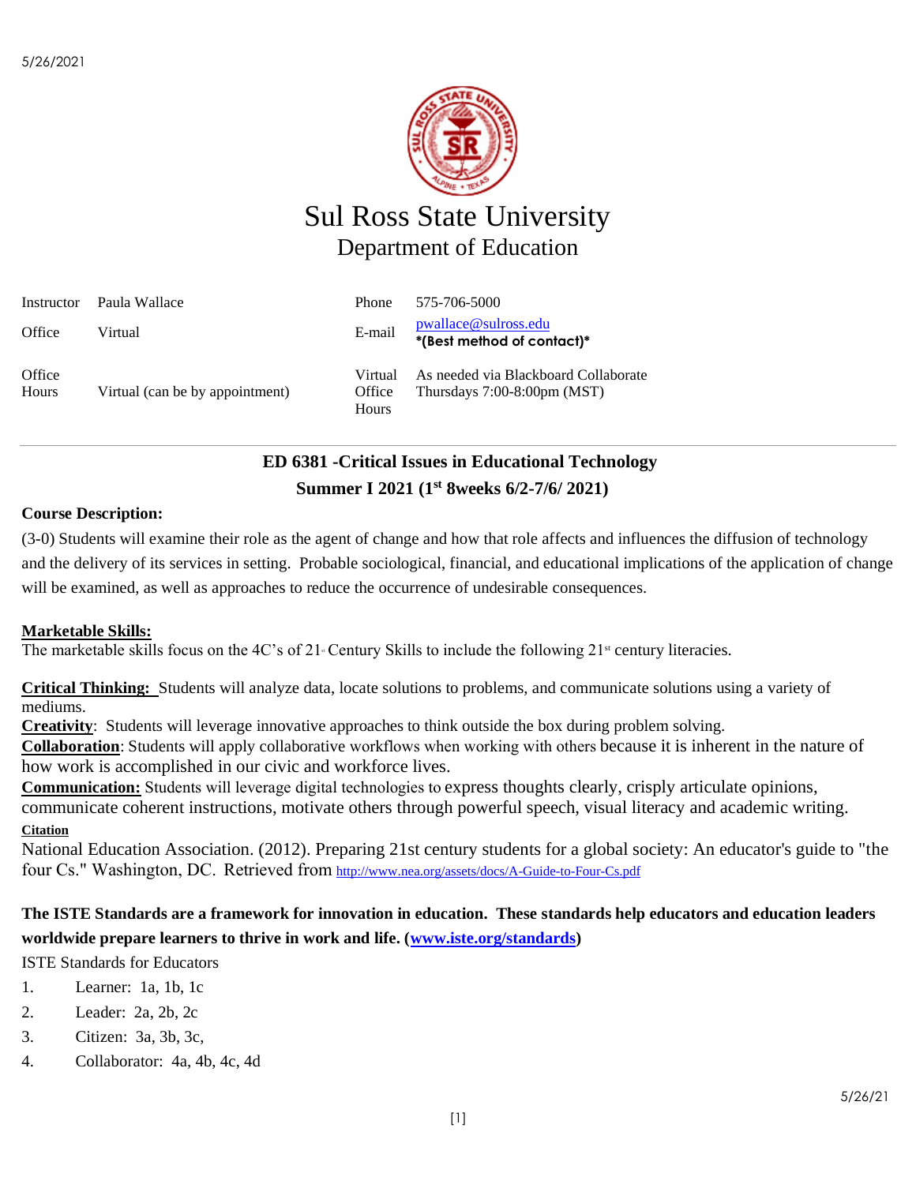# Sul Ross State University

## Department of Education

| Instructor | Paula Wallace | Phone | 575-706-5000 |
|---|---|---|---|
| Office | Virtual | E-mail | pwallace@sulross.edu **\*(Best method of contact)\*** |
| Office Hours | Virtual (can be by appointment) | Virtual Office Hours | As needed via Blackboard Collaborate Thursdays 7:00-8:00pm (MST) |

---

## ED 6381 -Critical Issues in Educational Technology

### Summer I 2021 (1st 8weeks 6/2-7/6/ 2021)

**Course Description:**

(3-0) Students will examine their role as the agent of change and how that role affects and influences the diffusion of technology and the delivery of its services in setting. Probable sociological, financial, and educational implications of the application of change will be examined, as well as approaches to reduce the occurrence of undesirable consequences.

**Marketable Skills:**

The marketable skills focus on the 4C's of 21st Century Skills to include the following 21st century literacies.

**Critical Thinking:** Students will analyze data, locate solutions to problems, and communicate solutions using a variety of mediums.

**Creativity**: Students will leverage innovative approaches to think outside the box during problem solving.

**Collaboration**: Students will apply collaborative workflows when working with others because it is inherent in the nature of how work is accomplished in our civic and workforce lives.

**Communication:** Students will leverage digital technologies to express thoughts clearly, crisply articulate opinions, communicate coherent instructions, motivate others through powerful speech, visual literacy and academic writing.

**Citation**

National Education Association. (2012). Preparing 21st century students for a global society: An educator's guide to "the four Cs." Washington, DC. Retrieved from http://www.nea.org/assets/docs/A-Guide-to-Four-Cs.pdf

**The ISTE Standards are a framework for innovation in education. These standards help educators and education leaders worldwide prepare learners to thrive in work and life. (www.iste.org/standards)**

ISTE Standards for Educators

1. Learner: 1a, 1b, 1c
2. Leader: 2a, 2b, 2c
3. Citizen: 3a, 3b, 3c,
4. Collaborator: 4a, 4b, 4c, 4d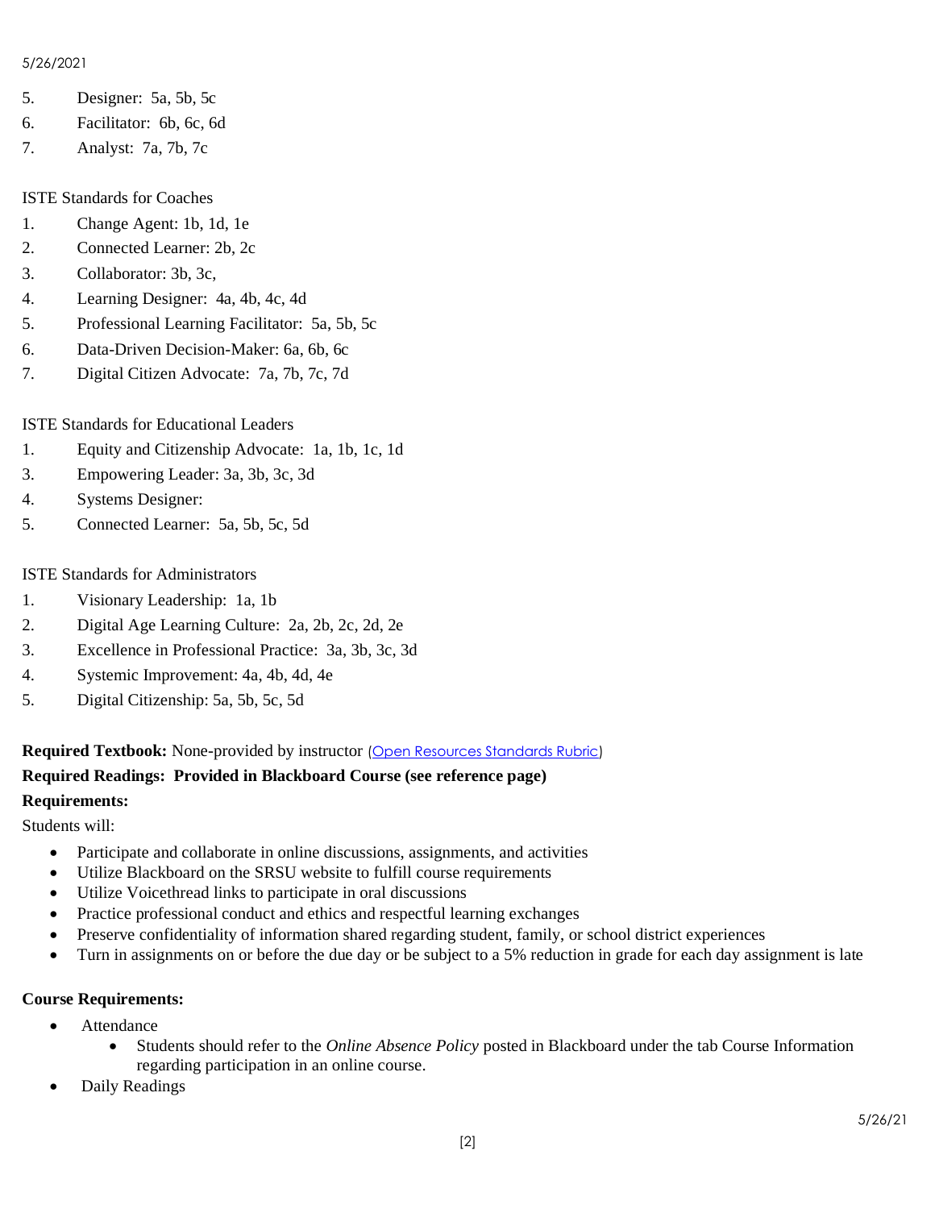5. Designer: 5a, 5b, 5c
6. Facilitator: 6b, 6c, 6d
7. Analyst: 7a, 7b, 7c

ISTE Standards for Coaches

1. Change Agent: 1b, 1d, 1e
2. Connected Learner: 2b, 2c
3. Collaborator: 3b, 3c,
4. Learning Designer: 4a, 4b, 4c, 4d
5. Professional Learning Facilitator: 5a, 5b, 5c
6. Data-Driven Decision-Maker: 6a, 6b, 6c
7. Digital Citizen Advocate: 7a, 7b, 7c, 7d

ISTE Standards for Educational Leaders

1. Equity and Citizenship Advocate: 1a, 1b, 1c, 1d
3. Empowering Leader: 3a, 3b, 3c, 3d
4. Systems Designer:
5. Connected Learner: 5a, 5b, 5c, 5d

ISTE Standards for Administrators

1. Visionary Leadership: 1a, 1b
2. Digital Age Learning Culture: 2a, 2b, 2c, 2d, 2e
3. Excellence in Professional Practice: 3a, 3b, 3c, 3d
4. Systemic Improvement: 4a, 4b, 4d, 4e
5. Digital Citizenship: 5a, 5b, 5c, 5d

**Required Textbook:** None-provided by instructor (Open Resources Standards Rubric)

**Required Readings: Provided in Blackboard Course (see reference page)**

**Requirements:**

Students will:

- Participate and collaborate in online discussions, assignments, and activities
- Utilize Blackboard on the SRSU website to fulfill course requirements
- Utilize Voicethread links to participate in oral discussions
- Practice professional conduct and ethics and respectful learning exchanges
- Preserve confidentiality of information shared regarding student, family, or school district experiences
- Turn in assignments on or before the due day or be subject to a 5% reduction in grade for each day assignment is late

**Course Requirements:**

- Attendance
  - Students should refer to the *Online Absence Policy* posted in Blackboard under the tab Course Information regarding participation in an online course.
- Daily Readings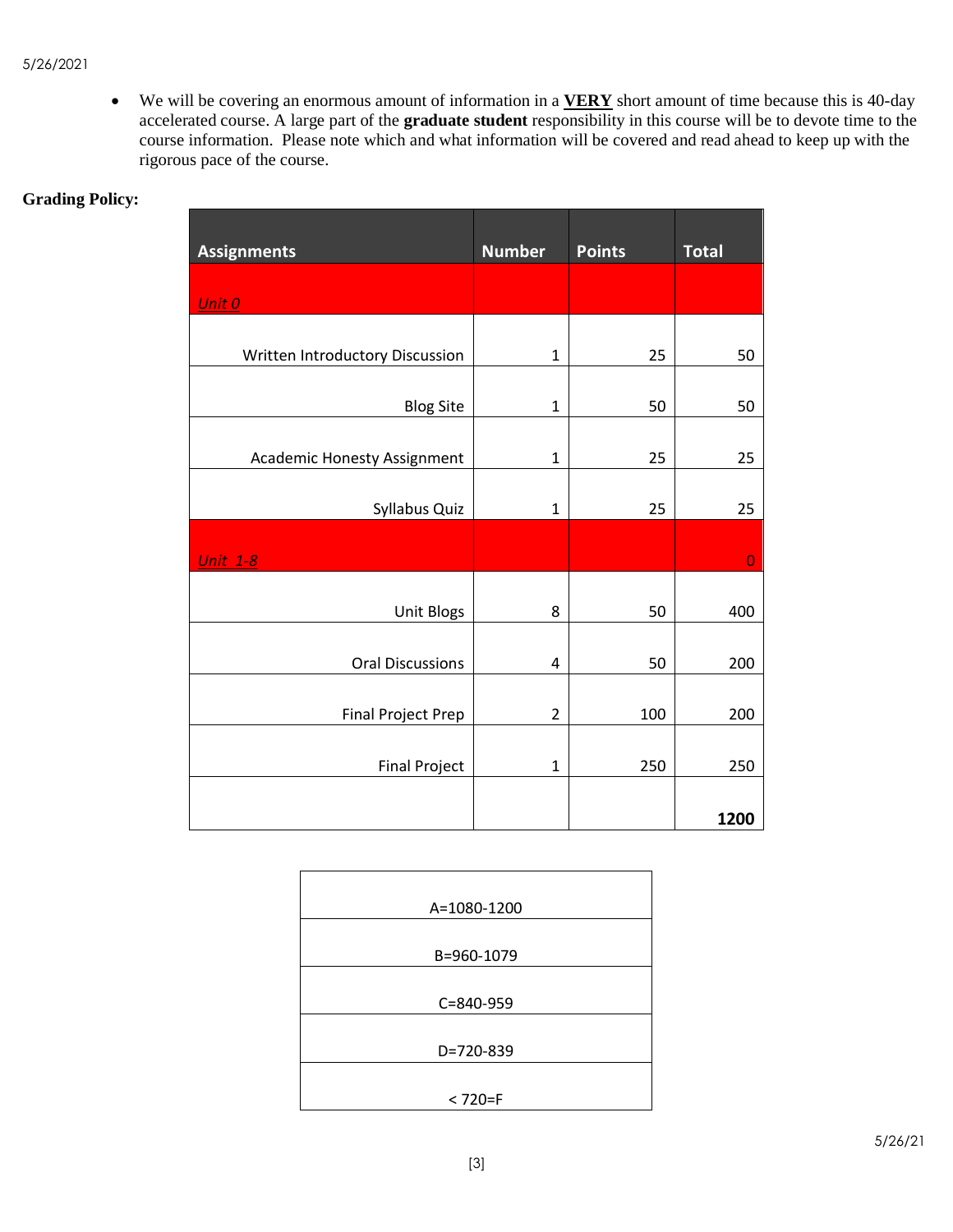- We will be covering an enormous amount of information in a <u>**VERY**</u> short amount of time because this is 40-day accelerated course. A large part of the **graduate student** responsibility in this course will be to devote time to the course information. Please note which and what information will be covered and read ahead to keep up with the rigorous pace of the course.

**Grading Policy:**

| Assignments | Number | Points | Total |
|---|---|---|---|
| *Unit 0* | | | |
| Written Introductory Discussion | 1 | 25 | 50 |
| Blog Site | 1 | 50 | 50 |
| Academic Honesty Assignment | 1 | 25 | 25 |
| Syllabus Quiz | 1 | 25 | 25 |
| *Unit 1-8* | | | 0 |
| Unit Blogs | 8 | 50 | 400 |
| Oral Discussions | 4 | 50 | 200 |
| Final Project Prep | 2 | 100 | 200 |
| Final Project | 1 | 250 | 250 |
| | | | **1200** |

| |
|---|
| A=1080-1200 |
| B=960-1079 |
| C=840-959 |
| D=720-839 |
| < 720=F |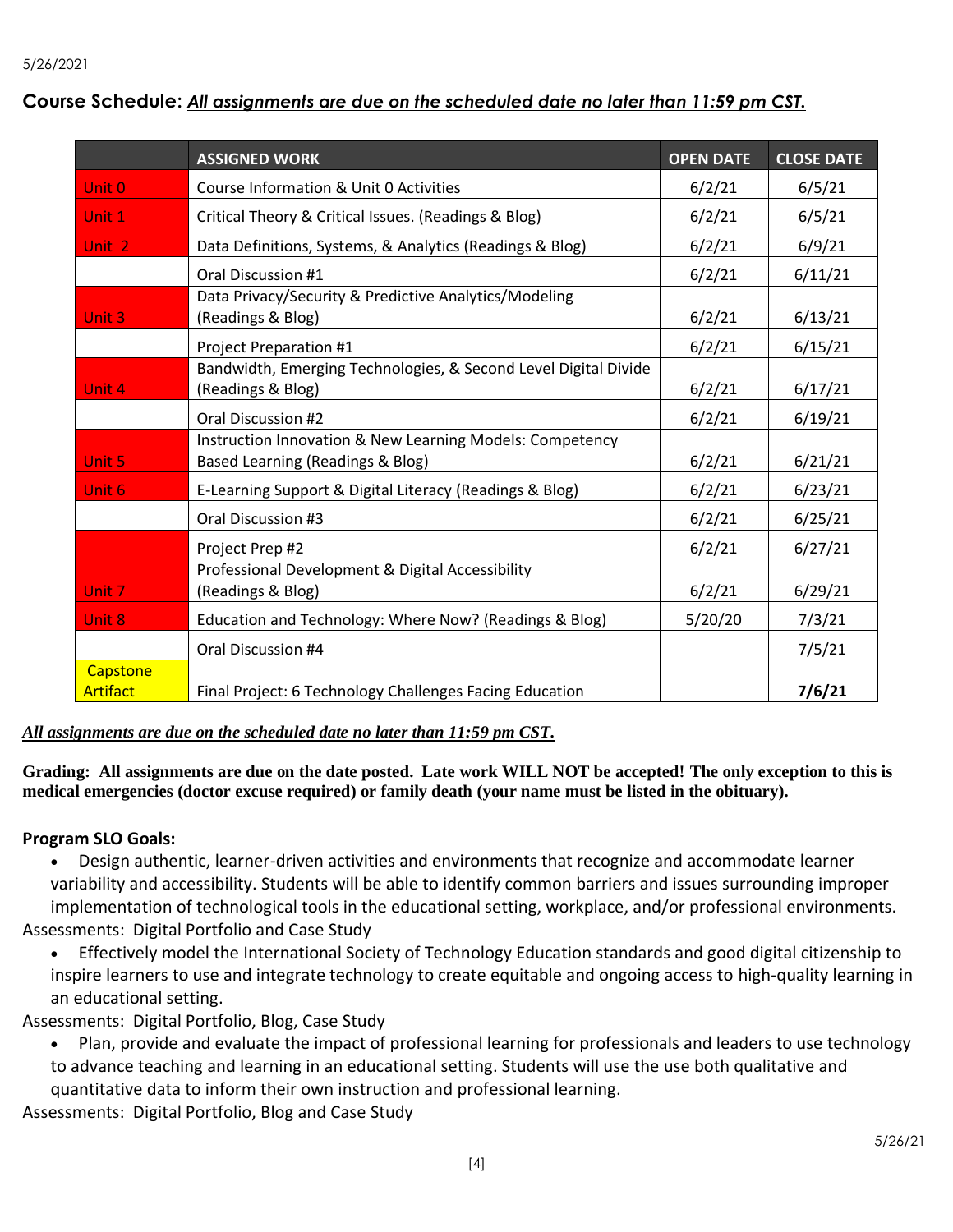**Course Schedule:** ***All assignments are due on the scheduled date no later than 11:59 pm CST.***

| | ASSIGNED WORK | OPEN DATE | CLOSE DATE |
|---|---|---|---|
| Unit 0 | Course Information & Unit 0 Activities | 6/2/21 | 6/5/21 |
| Unit 1 | Critical Theory & Critical Issues. (Readings & Blog) | 6/2/21 | 6/5/21 |
| Unit 2 | Data Definitions, Systems, & Analytics (Readings & Blog) | 6/2/21 | 6/9/21 |
| | Oral Discussion #1 | 6/2/21 | 6/11/21 |
| Unit 3 | Data Privacy/Security & Predictive Analytics/Modeling (Readings & Blog) | 6/2/21 | 6/13/21 |
| | Project Preparation #1 | 6/2/21 | 6/15/21 |
| Unit 4 | Bandwidth, Emerging Technologies, & Second Level Digital Divide (Readings & Blog) | 6/2/21 | 6/17/21 |
| | Oral Discussion #2 | 6/2/21 | 6/19/21 |
| Unit 5 | Instruction Innovation & New Learning Models: Competency Based Learning (Readings & Blog) | 6/2/21 | 6/21/21 |
| Unit 6 | E-Learning Support & Digital Literacy (Readings & Blog) | 6/2/21 | 6/23/21 |
| | Oral Discussion #3 | 6/2/21 | 6/25/21 |
| | Project Prep #2 | 6/2/21 | 6/27/21 |
| Unit 7 | Professional Development & Digital Accessibility (Readings & Blog) | 6/2/21 | 6/29/21 |
| Unit 8 | Education and Technology: Where Now? (Readings & Blog) | 5/20/20 | 7/3/21 |
| | Oral Discussion #4 | | 7/5/21 |
| Capstone Artifact | Final Project: 6 Technology Challenges Facing Education | | **7/6/21** |

***All assignments are due on the scheduled date no later than 11:59 pm CST.***

**Grading: All assignments are due on the date posted. Late work WILL NOT be accepted! The only exception to this is medical emergencies (doctor excuse required) or family death (your name must be listed in the obituary).**

**Program SLO Goals:**

- Design authentic, learner-driven activities and environments that recognize and accommodate learner variability and accessibility. Students will be able to identify common barriers and issues surrounding improper implementation of technological tools in the educational setting, workplace, and/or professional environments.

Assessments: Digital Portfolio and Case Study

- Effectively model the International Society of Technology Education standards and good digital citizenship to inspire learners to use and integrate technology to create equitable and ongoing access to high-quality learning in an educational setting.

Assessments: Digital Portfolio, Blog, Case Study

- Plan, provide and evaluate the impact of professional learning for professionals and leaders to use technology to advance teaching and learning in an educational setting. Students will use the use both qualitative and quantitative data to inform their own instruction and professional learning.

Assessments: Digital Portfolio, Blog and Case Study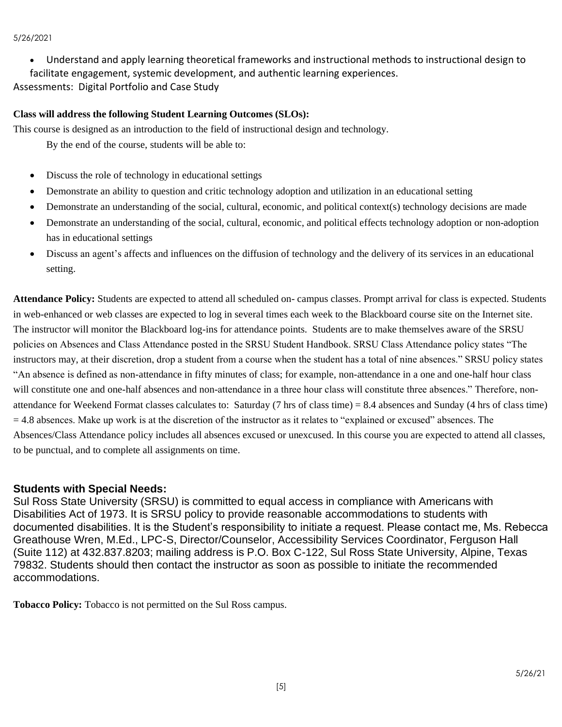- Understand and apply learning theoretical frameworks and instructional methods to instructional design to facilitate engagement, systemic development, and authentic learning experiences.

Assessments: Digital Portfolio and Case Study

**Class will address the following Student Learning Outcomes (SLOs):**

This course is designed as an introduction to the field of instructional design and technology.

By the end of the course, students will be able to:

- Discuss the role of technology in educational settings
- Demonstrate an ability to question and critic technology adoption and utilization in an educational setting
- Demonstrate an understanding of the social, cultural, economic, and political context(s) technology decisions are made
- Demonstrate an understanding of the social, cultural, economic, and political effects technology adoption or non-adoption has in educational settings
- Discuss an agent's affects and influences on the diffusion of technology and the delivery of its services in an educational setting.

**Attendance Policy:** Students are expected to attend all scheduled on- campus classes. Prompt arrival for class is expected. Students in web-enhanced or web classes are expected to log in several times each week to the Blackboard course site on the Internet site. The instructor will monitor the Blackboard log-ins for attendance points. Students are to make themselves aware of the SRSU policies on Absences and Class Attendance posted in the SRSU Student Handbook. SRSU Class Attendance policy states "The instructors may, at their discretion, drop a student from a course when the student has a total of nine absences." SRSU policy states "An absence is defined as non-attendance in fifty minutes of class; for example, non-attendance in a one and one-half hour class will constitute one and one-half absences and non-attendance in a three hour class will constitute three absences." Therefore, non-attendance for Weekend Format classes calculates to: Saturday (7 hrs of class time) = 8.4 absences and Sunday (4 hrs of class time) = 4.8 absences. Make up work is at the discretion of the instructor as it relates to "explained or excused" absences. The Absences/Class Attendance policy includes all absences excused or unexcused. In this course you are expected to attend all classes, to be punctual, and to complete all assignments on time.

### Students with Special Needs:

Sul Ross State University (SRSU) is committed to equal access in compliance with Americans with Disabilities Act of 1973. It is SRSU policy to provide reasonable accommodations to students with documented disabilities. It is the Student's responsibility to initiate a request. Please contact me, Ms. Rebecca Greathouse Wren, M.Ed., LPC-S, Director/Counselor, Accessibility Services Coordinator, Ferguson Hall (Suite 112) at 432.837.8203; mailing address is P.O. Box C-122, Sul Ross State University, Alpine, Texas 79832. Students should then contact the instructor as soon as possible to initiate the recommended accommodations.

**Tobacco Policy:** Tobacco is not permitted on the Sul Ross campus.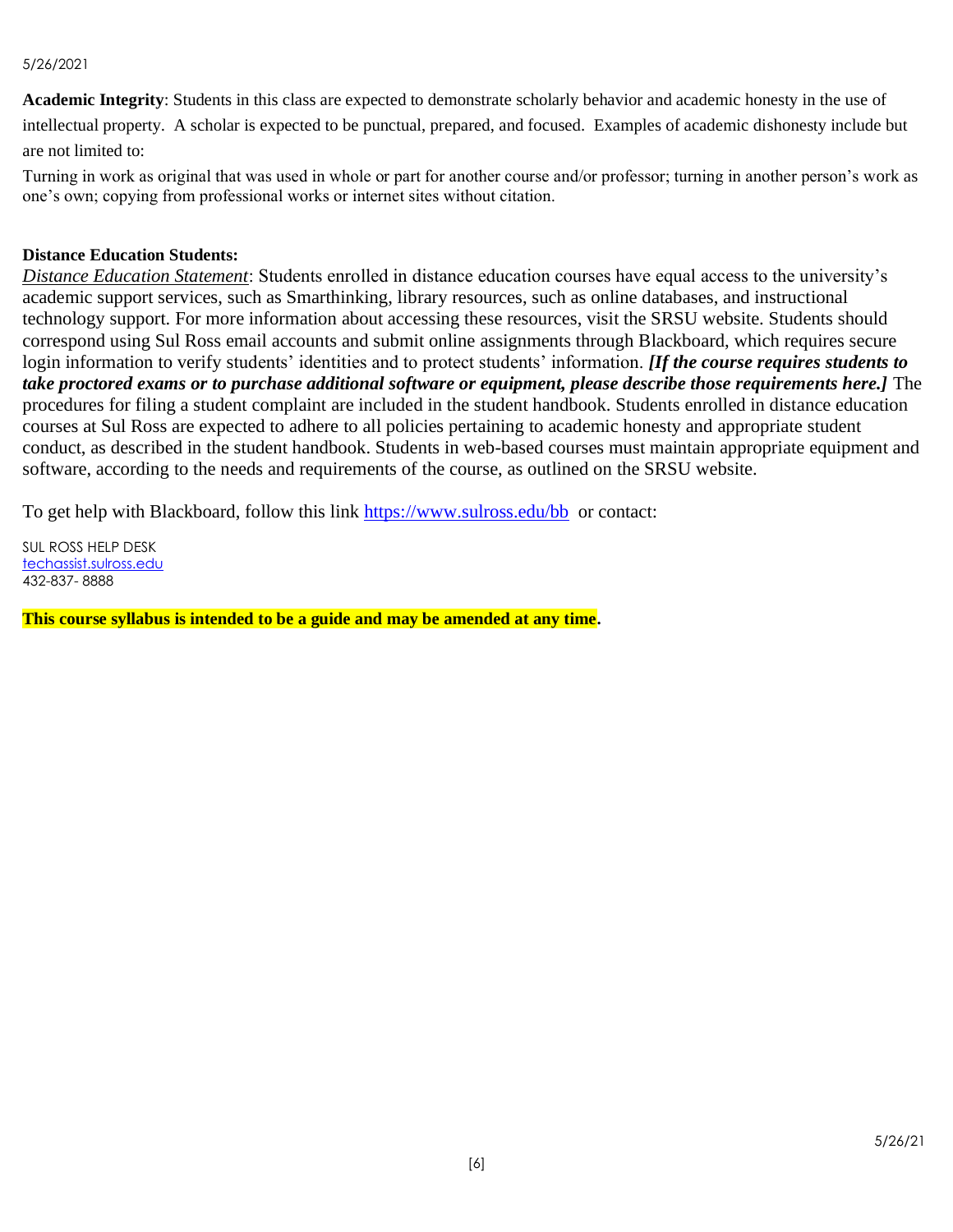**Academic Integrity**: Students in this class are expected to demonstrate scholarly behavior and academic honesty in the use of intellectual property. A scholar is expected to be punctual, prepared, and focused. Examples of academic dishonesty include but are not limited to:

Turning in work as original that was used in whole or part for another course and/or professor; turning in another person's work as one's own; copying from professional works or internet sites without citation.

**Distance Education Students:**

*Distance Education Statement*: Students enrolled in distance education courses have equal access to the university's academic support services, such as Smarthinking, library resources, such as online databases, and instructional technology support. For more information about accessing these resources, visit the SRSU website. Students should correspond using Sul Ross email accounts and submit online assignments through Blackboard, which requires secure login information to verify students' identities and to protect students' information. ***[If the course requires students to take proctored exams or to purchase additional software or equipment, please describe those requirements here.]*** The procedures for filing a student complaint are included in the student handbook. Students enrolled in distance education courses at Sul Ross are expected to adhere to all policies pertaining to academic honesty and appropriate student conduct, as described in the student handbook. Students in web-based courses must maintain appropriate equipment and software, according to the needs and requirements of the course, as outlined on the SRSU website.

To get help with Blackboard, follow this link https://www.sulross.edu/bb or contact:

SUL ROSS HELP DESK
techassist.sulross.edu
432-837- 8888

**This course syllabus is intended to be a guide and may be amended at any time.**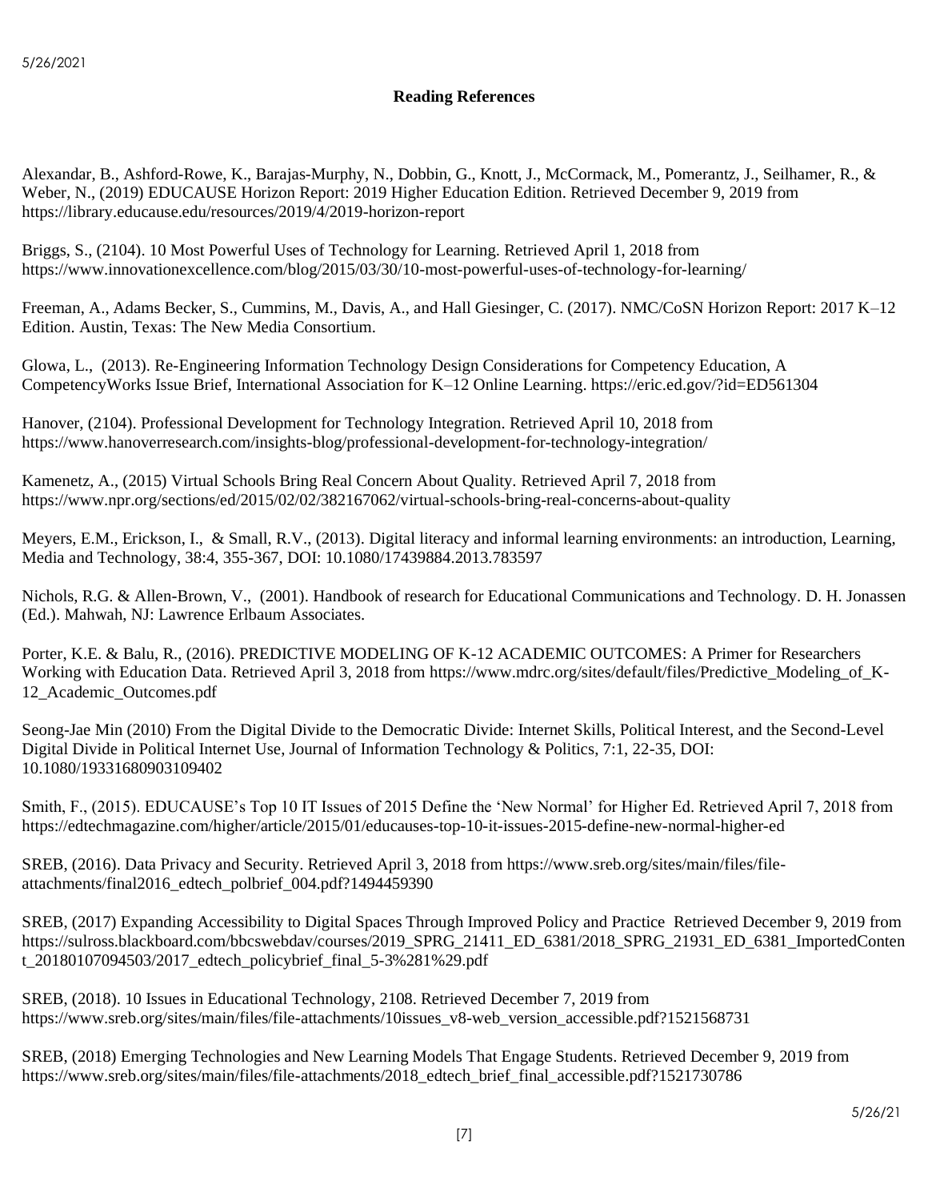**Reading References**

Alexandar, B., Ashford-Rowe, K., Barajas-Murphy, N., Dobbin, G., Knott, J., McCormack, M., Pomerantz, J., Seilhamer, R., & Weber, N., (2019) EDUCAUSE Horizon Report: 2019 Higher Education Edition. Retrieved December 9, 2019 from https://library.educause.edu/resources/2019/4/2019-horizon-report

Briggs, S., (2104). 10 Most Powerful Uses of Technology for Learning. Retrieved April 1, 2018 from https://www.innovationexcellence.com/blog/2015/03/30/10-most-powerful-uses-of-technology-for-learning/

Freeman, A., Adams Becker, S., Cummins, M., Davis, A., and Hall Giesinger, C. (2017). NMC/CoSN Horizon Report: 2017 K–12 Edition. Austin, Texas: The New Media Consortium.

Glowa, L., (2013). Re-Engineering Information Technology Design Considerations for Competency Education, A CompetencyWorks Issue Brief, International Association for K–12 Online Learning. https://eric.ed.gov/?id=ED561304

Hanover, (2104). Professional Development for Technology Integration. Retrieved April 10, 2018 from https://www.hanoverresearch.com/insights-blog/professional-development-for-technology-integration/

Kamenetz, A., (2015) Virtual Schools Bring Real Concern About Quality. Retrieved April 7, 2018 from https://www.npr.org/sections/ed/2015/02/02/382167062/virtual-schools-bring-real-concerns-about-quality

Meyers, E.M., Erickson, I., & Small, R.V., (2013). Digital literacy and informal learning environments: an introduction, Learning, Media and Technology, 38:4, 355-367, DOI: 10.1080/17439884.2013.783597

Nichols, R.G. & Allen-Brown, V., (2001). Handbook of research for Educational Communications and Technology. D. H. Jonassen (Ed.). Mahwah, NJ: Lawrence Erlbaum Associates.

Porter, K.E. & Balu, R., (2016). PREDICTIVE MODELING OF K-12 ACADEMIC OUTCOMES: A Primer for Researchers Working with Education Data. Retrieved April 3, 2018 from https://www.mdrc.org/sites/default/files/Predictive_Modeling_of_K-12_Academic_Outcomes.pdf

Seong-Jae Min (2010) From the Digital Divide to the Democratic Divide: Internet Skills, Political Interest, and the Second-Level Digital Divide in Political Internet Use, Journal of Information Technology & Politics, 7:1, 22-35, DOI: 10.1080/19331680903109402

Smith, F., (2015). EDUCAUSE's Top 10 IT Issues of 2015 Define the 'New Normal' for Higher Ed. Retrieved April 7, 2018 from https://edtechmagazine.com/higher/article/2015/01/educauses-top-10-it-issues-2015-define-new-normal-higher-ed

SREB, (2016). Data Privacy and Security. Retrieved April 3, 2018 from https://www.sreb.org/sites/main/files/file-attachments/final2016_edtech_polbrief_004.pdf?1494459390

SREB, (2017) Expanding Accessibility to Digital Spaces Through Improved Policy and Practice Retrieved December 9, 2019 from https://sulross.blackboard.com/bbcswebdav/courses/2019_SPRG_21411_ED_6381/2018_SPRG_21931_ED_6381_ImportedContent_20180107094503/2017_edtech_policybrief_final_5-3%281%29.pdf

SREB, (2018). 10 Issues in Educational Technology, 2108. Retrieved December 7, 2019 from https://www.sreb.org/sites/main/files/file-attachments/10issues_v8-web_version_accessible.pdf?1521568731

SREB, (2018) Emerging Technologies and New Learning Models That Engage Students. Retrieved December 9, 2019 from https://www.sreb.org/sites/main/files/file-attachments/2018_edtech_brief_final_accessible.pdf?1521730786